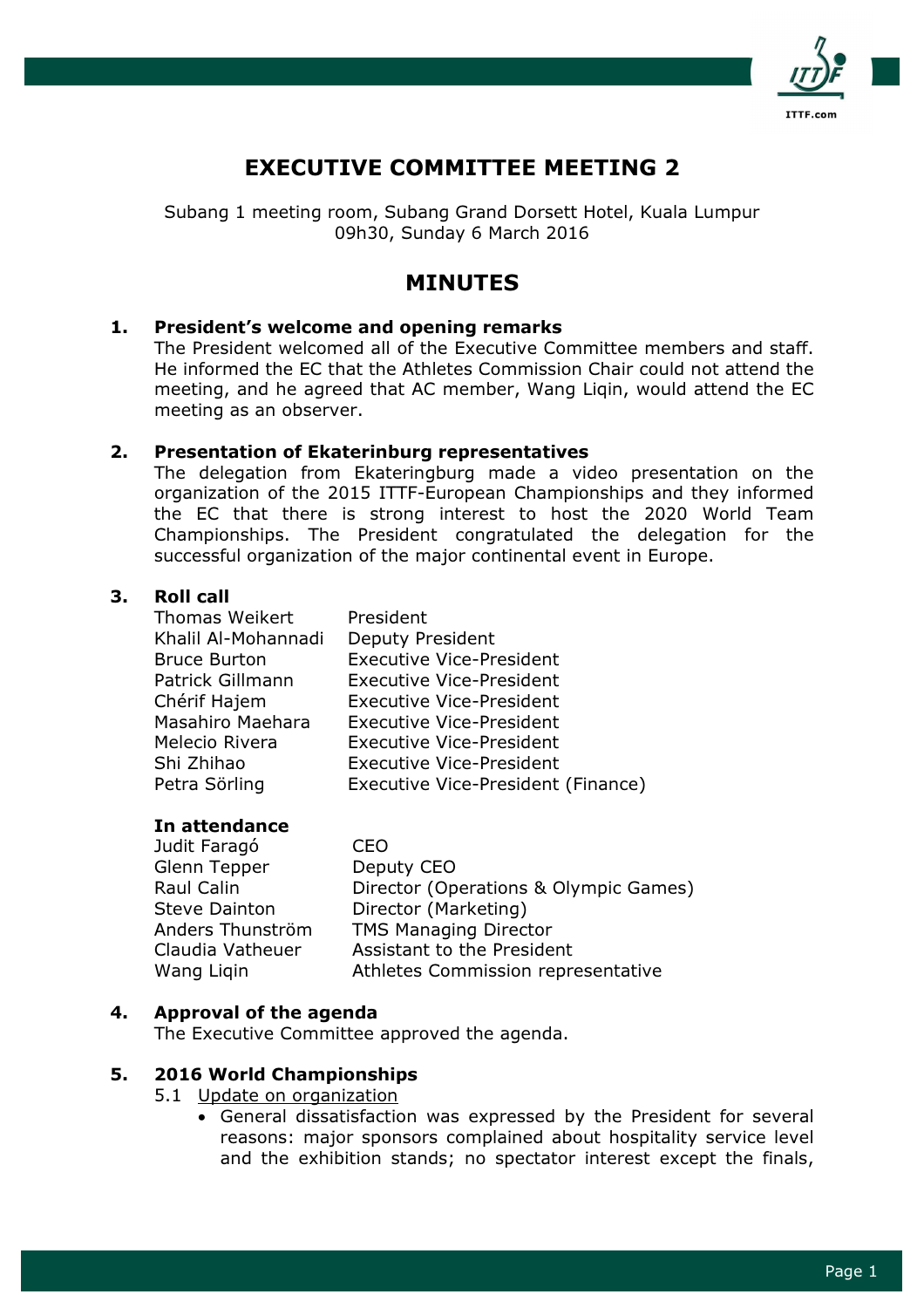# EXECUTIVE COMMITTEE MEETING 2

Subang 1 meeting room, Subang Grand Dorsett Hotel, Kuala Lumpur
09h30, Sunday 6 March 2016

# MINUTES

**1. President's welcome and opening remarks**

The President welcomed all of the Executive Committee members and staff. He informed the EC that the Athletes Commission Chair could not attend the meeting, and he agreed that AC member, Wang Liqin, would attend the EC meeting as an observer.

**2. Presentation of Ekaterinburg representatives**

The delegation from Ekateringburg made a video presentation on the organization of the 2015 ITTF-European Championships and they informed the EC that there is strong interest to host the 2020 World Team Championships. The President congratulated the delegation for the successful organization of the major continental event in Europe.

**3. Roll call**

| | |
|---|---|
| Thomas Weikert | President |
| Khalil Al-Mohannadi | Deputy President |
| Bruce Burton | Executive Vice-President |
| Patrick Gillmann | Executive Vice-President |
| Chérif Hajem | Executive Vice-President |
| Masahiro Maehara | Executive Vice-President |
| Melecio Rivera | Executive Vice-President |
| Shi Zhihao | Executive Vice-President |
| Petra Sörling | Executive Vice-President (Finance) |

**In attendance**

| | |
|---|---|
| Judit Faragó | CEO |
| Glenn Tepper | Deputy CEO |
| Raul Calin | Director (Operations & Olympic Games) |
| Steve Dainton | Director (Marketing) |
| Anders Thunström | TMS Managing Director |
| Claudia Vatheuer | Assistant to the President |
| Wang Liqin | Athletes Commission representative |

**4. Approval of the agenda**

The Executive Committee approved the agenda.

**5. 2016 World Championships**

5.1 Update on organization

- General dissatisfaction was expressed by the President for several reasons: major sponsors complained about hospitality service level and the exhibition stands; no spectator interest except the finals,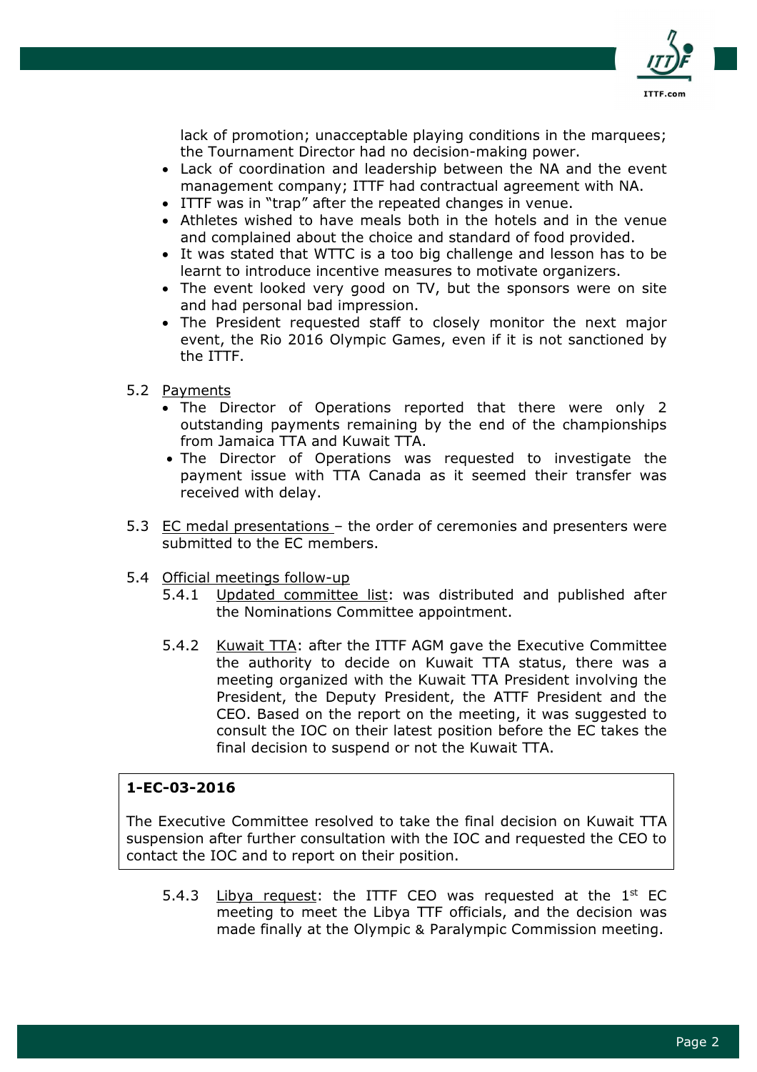lack of promotion; unacceptable playing conditions in the marquees; the Tournament Director had no decision-making power.

- Lack of coordination and leadership between the NA and the event management company; ITTF had contractual agreement with NA.
- ITTF was in "trap" after the repeated changes in venue.
- Athletes wished to have meals both in the hotels and in the venue and complained about the choice and standard of food provided.
- It was stated that WTTC is a too big challenge and lesson has to be learnt to introduce incentive measures to motivate organizers.
- The event looked very good on TV, but the sponsors were on site and had personal bad impression.
- The President requested staff to closely monitor the next major event, the Rio 2016 Olympic Games, even if it is not sanctioned by the ITTF.

5.2 Payments

- The Director of Operations reported that there were only 2 outstanding payments remaining by the end of the championships from Jamaica TTA and Kuwait TTA.
- The Director of Operations was requested to investigate the payment issue with TTA Canada as it seemed their transfer was received with delay.

5.3 EC medal presentations – the order of ceremonies and presenters were submitted to the EC members.

5.4 Official meetings follow-up

5.4.1 Updated committee list: was distributed and published after the Nominations Committee appointment.

5.4.2 Kuwait TTA: after the ITTF AGM gave the Executive Committee the authority to decide on Kuwait TTA status, there was a meeting organized with the Kuwait TTA President involving the President, the Deputy President, the ATTF President and the CEO. Based on the report on the meeting, it was suggested to consult the IOC on their latest position before the EC takes the final decision to suspend or not the Kuwait TTA.

**1-EC-03-2016**

The Executive Committee resolved to take the final decision on Kuwait TTA suspension after further consultation with the IOC and requested the CEO to contact the IOC and to report on their position.

5.4.3 Libya request: the ITTF CEO was requested at the 1st EC meeting to meet the Libya TTF officials, and the decision was made finally at the Olympic & Paralympic Commission meeting.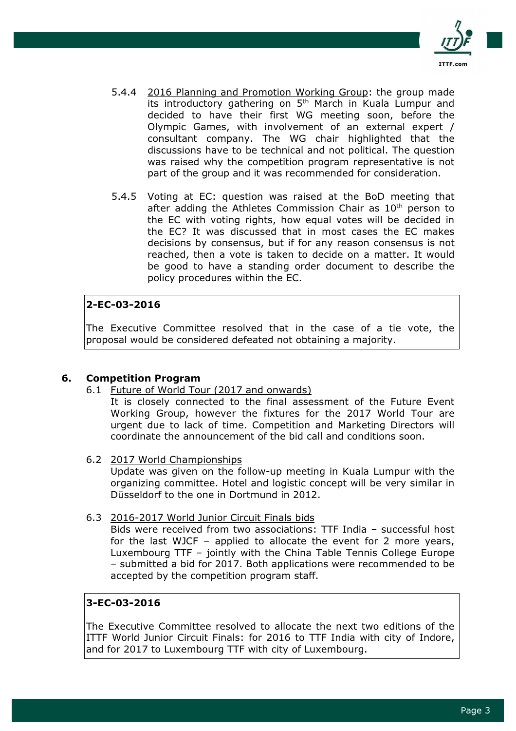5.4.4 <u>2016 Planning and Promotion Working Group</u>: the group made its introductory gathering on 5th March in Kuala Lumpur and decided to have their first WG meeting soon, before the Olympic Games, with involvement of an external expert / consultant company. The WG chair highlighted that the discussions have to be technical and not political. The question was raised why the competition program representative is not part of the group and it was recommended for consideration.

5.4.5 <u>Voting at EC</u>: question was raised at the BoD meeting that after adding the Athletes Commission Chair as 10th person to the EC with voting rights, how equal votes will be decided in the EC? It was discussed that in most cases the EC makes decisions by consensus, but if for any reason consensus is not reached, then a vote is taken to decide on a matter. It would be good to have a standing order document to describe the policy procedures within the EC.

> **2-EC-03-2016**
>
> The Executive Committee resolved that in the case of a tie vote, the proposal would be considered defeated not obtaining a majority.

## 6. Competition Program

6.1 <u>Future of World Tour (2017 and onwards)</u>

It is closely connected to the final assessment of the Future Event Working Group, however the fixtures for the 2017 World Tour are urgent due to lack of time. Competition and Marketing Directors will coordinate the announcement of the bid call and conditions soon.

6.2 <u>2017 World Championships</u>

Update was given on the follow-up meeting in Kuala Lumpur with the organizing committee. Hotel and logistic concept will be very similar in Düsseldorf to the one in Dortmund in 2012.

6.3 <u>2016-2017 World Junior Circuit Finals bids</u>

Bids were received from two associations: TTF India – successful host for the last WJCF – applied to allocate the event for 2 more years, Luxembourg TTF – jointly with the China Table Tennis College Europe – submitted a bid for 2017. Both applications were recommended to be accepted by the competition program staff.

> **3-EC-03-2016**
>
> The Executive Committee resolved to allocate the next two editions of the ITTF World Junior Circuit Finals: for 2016 to TTF India with city of Indore, and for 2017 to Luxembourg TTF with city of Luxembourg.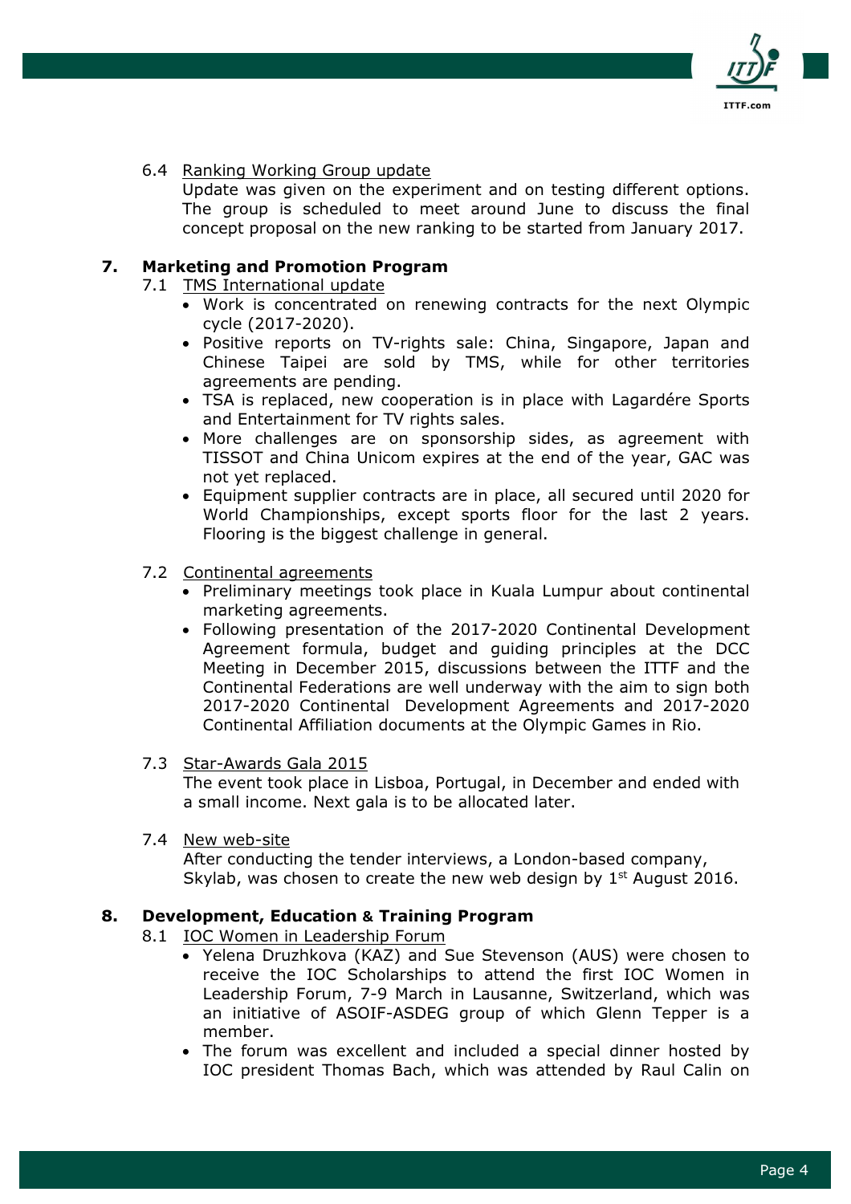6.4 <u>Ranking Working Group update</u>

Update was given on the experiment and on testing different options. The group is scheduled to meet around June to discuss the final concept proposal on the new ranking to be started from January 2017.

## 7. Marketing and Promotion Program

7.1 <u>TMS International update</u>

- Work is concentrated on renewing contracts for the next Olympic cycle (2017-2020).
- Positive reports on TV-rights sale: China, Singapore, Japan and Chinese Taipei are sold by TMS, while for other territories agreements are pending.
- TSA is replaced, new cooperation is in place with Lagardére Sports and Entertainment for TV rights sales.
- More challenges are on sponsorship sides, as agreement with TISSOT and China Unicom expires at the end of the year, GAC was not yet replaced.
- Equipment supplier contracts are in place, all secured until 2020 for World Championships, except sports floor for the last 2 years. Flooring is the biggest challenge in general.

7.2 <u>Continental agreements</u>

- Preliminary meetings took place in Kuala Lumpur about continental marketing agreements.
- Following presentation of the 2017-2020 Continental Development Agreement formula, budget and guiding principles at the DCC Meeting in December 2015, discussions between the ITTF and the Continental Federations are well underway with the aim to sign both 2017-2020 Continental Development Agreements and 2017-2020 Continental Affiliation documents at the Olympic Games in Rio.

7.3 <u>Star-Awards Gala 2015</u>

The event took place in Lisboa, Portugal, in December and ended with a small income. Next gala is to be allocated later.

7.4 <u>New web-site</u>

After conducting the tender interviews, a London-based company, Skylab, was chosen to create the new web design by 1st August 2016.

## 8. Development, Education & Training Program

8.1 <u>IOC Women in Leadership Forum</u>

- Yelena Druzhkova (KAZ) and Sue Stevenson (AUS) were chosen to receive the IOC Scholarships to attend the first IOC Women in Leadership Forum, 7-9 March in Lausanne, Switzerland, which was an initiative of ASOIF-ASDEG group of which Glenn Tepper is a member.
- The forum was excellent and included a special dinner hosted by IOC president Thomas Bach, which was attended by Raul Calin on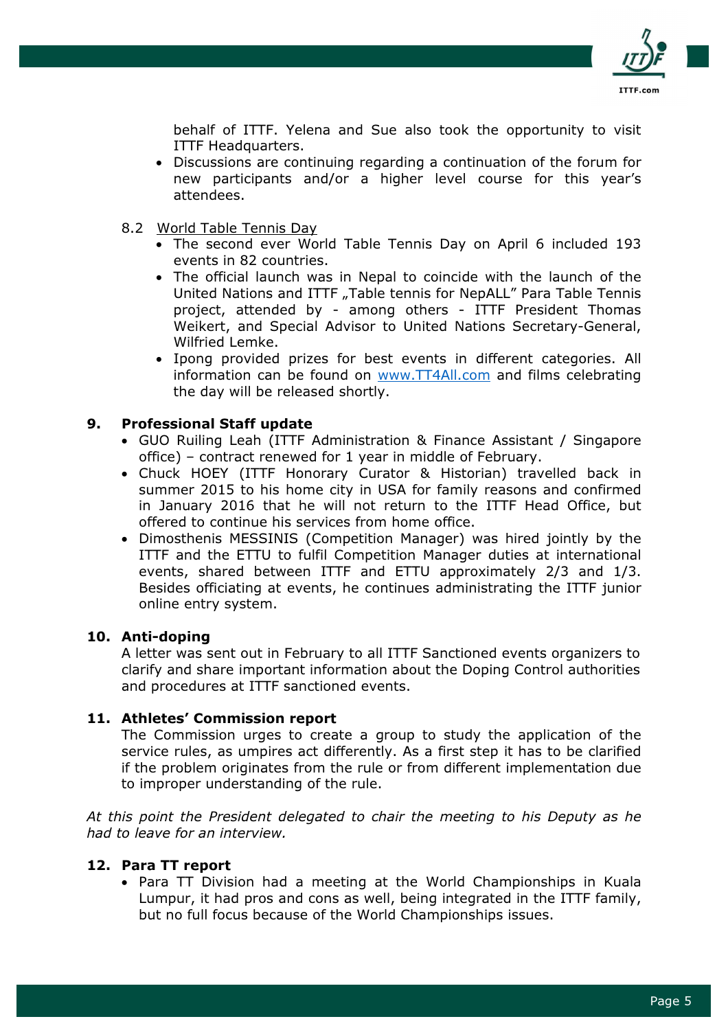behalf of ITTF. Yelena and Sue also took the opportunity to visit ITTF Headquarters.

- Discussions are continuing regarding a continuation of the forum for new participants and/or a higher level course for this year's attendees.

8.2 World Table Tennis Day

- The second ever World Table Tennis Day on April 6 included 193 events in 82 countries.
- The official launch was in Nepal to coincide with the launch of the United Nations and ITTF „Table tennis for NepALL" Para Table Tennis project, attended by - among others - ITTF President Thomas Weikert, and Special Advisor to United Nations Secretary-General, Wilfried Lemke.
- Ipong provided prizes for best events in different categories. All information can be found on www.TT4All.com and films celebrating the day will be released shortly.

## 9. Professional Staff update

- GUO Ruiling Leah (ITTF Administration & Finance Assistant / Singapore office) – contract renewed for 1 year in middle of February.
- Chuck HOEY (ITTF Honorary Curator & Historian) travelled back in summer 2015 to his home city in USA for family reasons and confirmed in January 2016 that he will not return to the ITTF Head Office, but offered to continue his services from home office.
- Dimosthenis MESSINIS (Competition Manager) was hired jointly by the ITTF and the ETTU to fulfil Competition Manager duties at international events, shared between ITTF and ETTU approximately 2/3 and 1/3. Besides officiating at events, he continues administrating the ITTF junior online entry system.

## 10. Anti-doping

A letter was sent out in February to all ITTF Sanctioned events organizers to clarify and share important information about the Doping Control authorities and procedures at ITTF sanctioned events.

## 11. Athletes' Commission report

The Commission urges to create a group to study the application of the service rules, as umpires act differently. As a first step it has to be clarified if the problem originates from the rule or from different implementation due to improper understanding of the rule.

*At this point the President delegated to chair the meeting to his Deputy as he had to leave for an interview.*

## 12. Para TT report

- Para TT Division had a meeting at the World Championships in Kuala Lumpur, it had pros and cons as well, being integrated in the ITTF family, but no full focus because of the World Championships issues.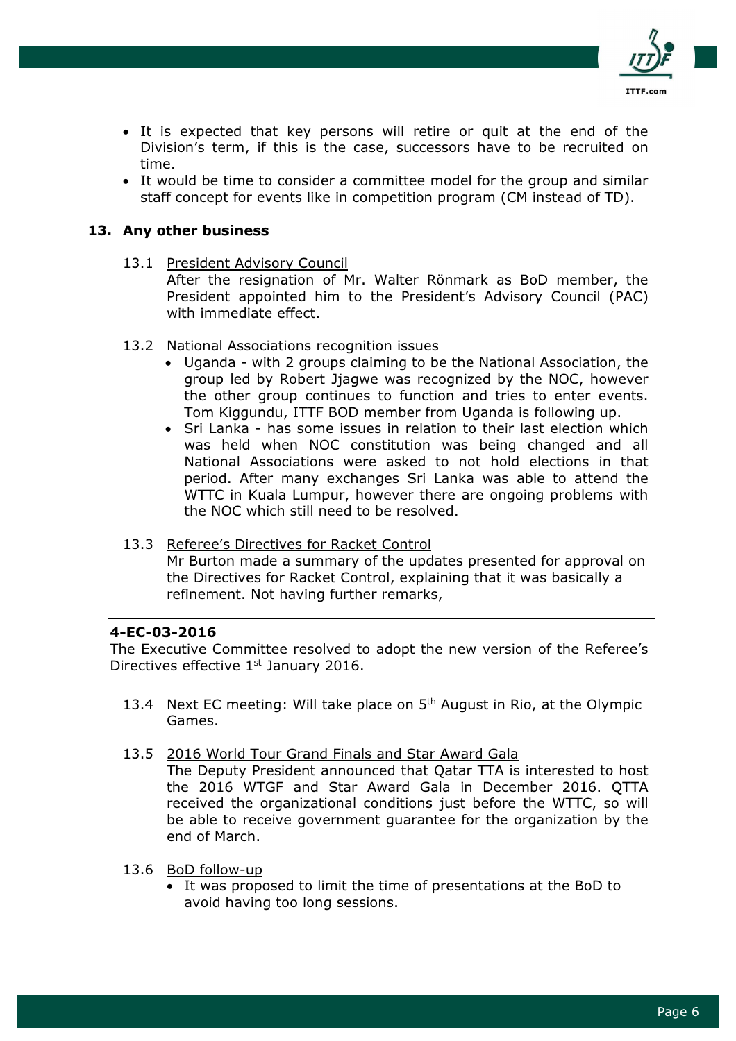- It is expected that key persons will retire or quit at the end of the Division's term, if this is the case, successors have to be recruited on time.
- It would be time to consider a committee model for the group and similar staff concept for events like in competition program (CM instead of TD).

## 13. Any other business

13.1 President Advisory Council

After the resignation of Mr. Walter Rönmark as BoD member, the President appointed him to the President's Advisory Council (PAC) with immediate effect.

13.2 National Associations recognition issues

- Uganda - with 2 groups claiming to be the National Association, the group led by Robert Jjagwe was recognized by the NOC, however the other group continues to function and tries to enter events. Tom Kiggundu, ITTF BOD member from Uganda is following up.
- Sri Lanka - has some issues in relation to their last election which was held when NOC constitution was being changed and all National Associations were asked to not hold elections in that period. After many exchanges Sri Lanka was able to attend the WTTC in Kuala Lumpur, however there are ongoing problems with the NOC which still need to be resolved.

13.3 Referee's Directives for Racket Control

Mr Burton made a summary of the updates presented for approval on the Directives for Racket Control, explaining that it was basically a refinement. Not having further remarks,

**4-EC-03-2016**
The Executive Committee resolved to adopt the new version of the Referee's Directives effective 1st January 2016.

13.4 Next EC meeting: Will take place on 5th August in Rio, at the Olympic Games.

13.5 2016 World Tour Grand Finals and Star Award Gala

The Deputy President announced that Qatar TTA is interested to host the 2016 WTGF and Star Award Gala in December 2016. QTTA received the organizational conditions just before the WTTC, so will be able to receive government guarantee for the organization by the end of March.

13.6 BoD follow-up

- It was proposed to limit the time of presentations at the BoD to avoid having too long sessions.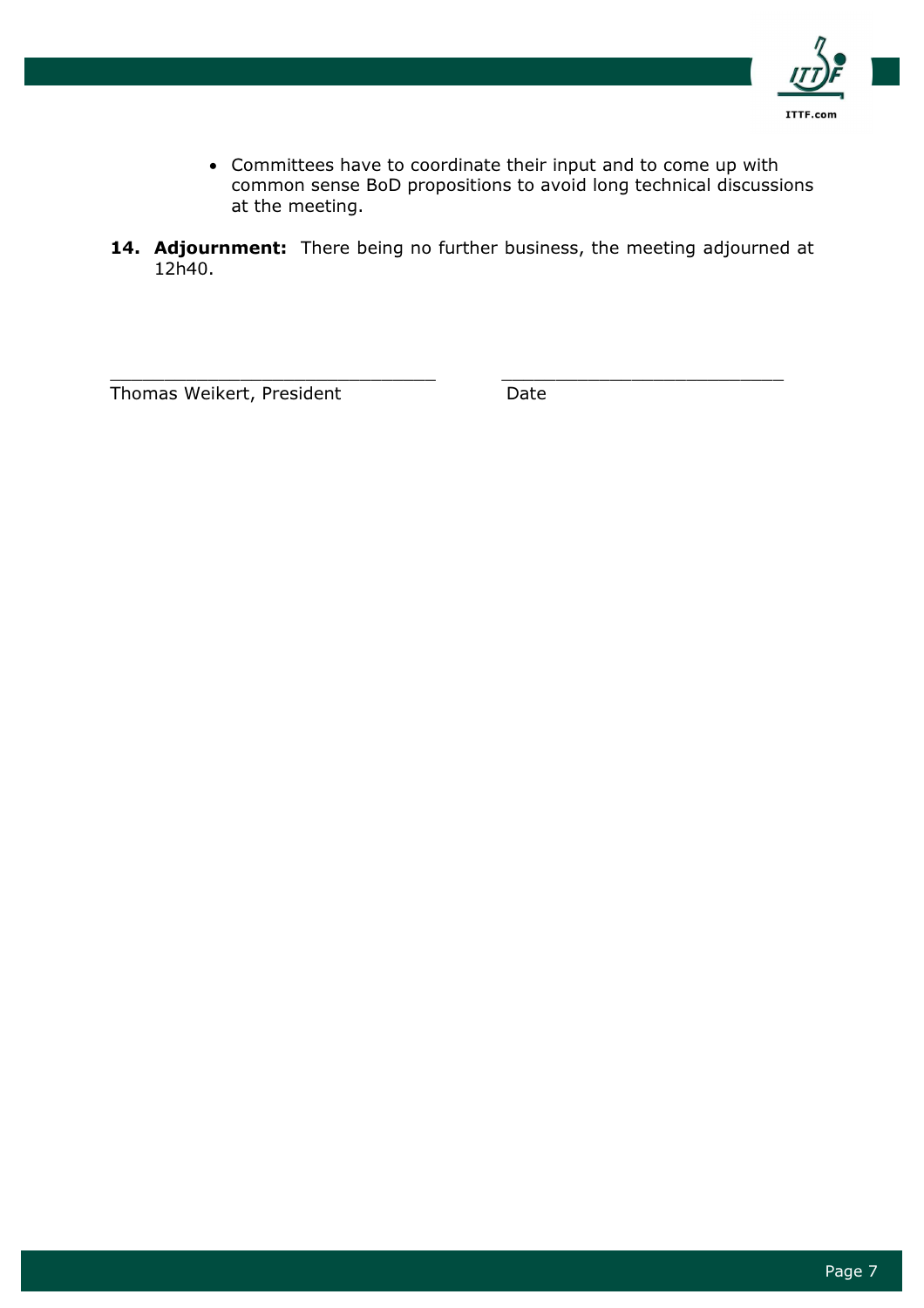- Committees have to coordinate their input and to come up with common sense BoD propositions to avoid long technical discussions at the meeting.

**14. Adjournment:** There being no further business, the meeting adjourned at 12h40.

\_\_\_\_\_\_\_\_\_\_\_\_\_\_\_\_\_\_\_\_\_\_\_\_\_\_\_\_\_\_\_\_ \_\_\_\_\_\_\_\_\_\_\_\_\_\_\_\_\_\_\_\_\_\_\_\_\_\_\_\_

Thomas Weikert, President Date